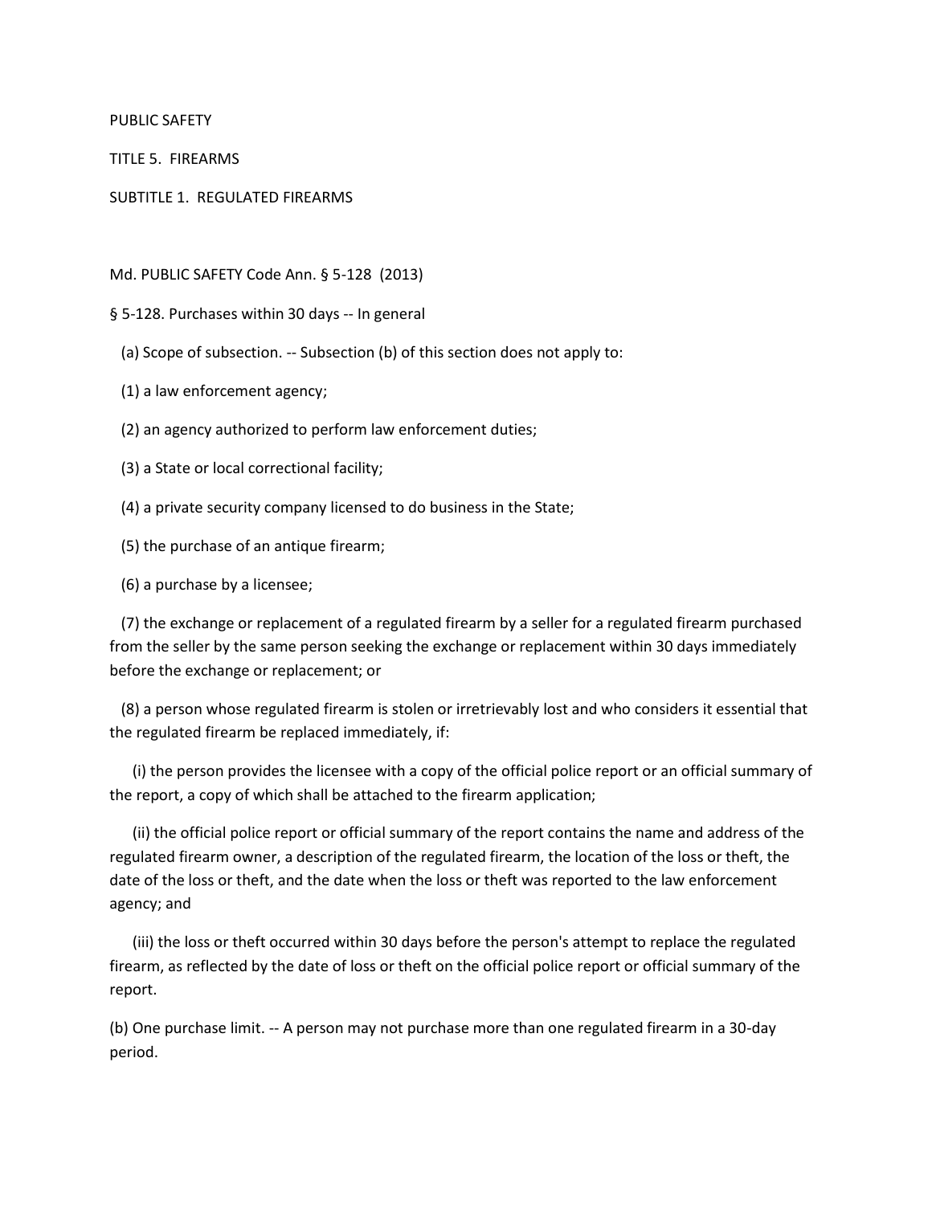PUBLIC SAFETY

TITLE 5. FIREARMS

SUBTITLE 1. REGULATED FIREARMS

Md. PUBLIC SAFETY Code Ann. § 5-128 (2013)

§ 5-128. Purchases within 30 days -- In general

(a) Scope of subsection. -- Subsection (b) of this section does not apply to:

(1) a law enforcement agency;

(2) an agency authorized to perform law enforcement duties;

(3) a State or local correctional facility;

(4) a private security company licensed to do business in the State;

(5) the purchase of an antique firearm;

(6) a purchase by a licensee;

(7) the exchange or replacement of a regulated firearm by a seller for a regulated firearm purchased from the seller by the same person seeking the exchange or replacement within 30 days immediately before the exchange or replacement; or

(8) a person whose regulated firearm is stolen or irretrievably lost and who considers it essential that the regulated firearm be replaced immediately, if:

(i) the person provides the licensee with a copy of the official police report or an official summary of the report, a copy of which shall be attached to the firearm application;

(ii) the official police report or official summary of the report contains the name and address of the regulated firearm owner, a description of the regulated firearm, the location of the loss or theft, the date of the loss or theft, and the date when the loss or theft was reported to the law enforcement agency; and

(iii) the loss or theft occurred within 30 days before the person's attempt to replace the regulated firearm, as reflected by the date of loss or theft on the official police report or official summary of the report.

(b) One purchase limit. -- A person may not purchase more than one regulated firearm in a 30-day period.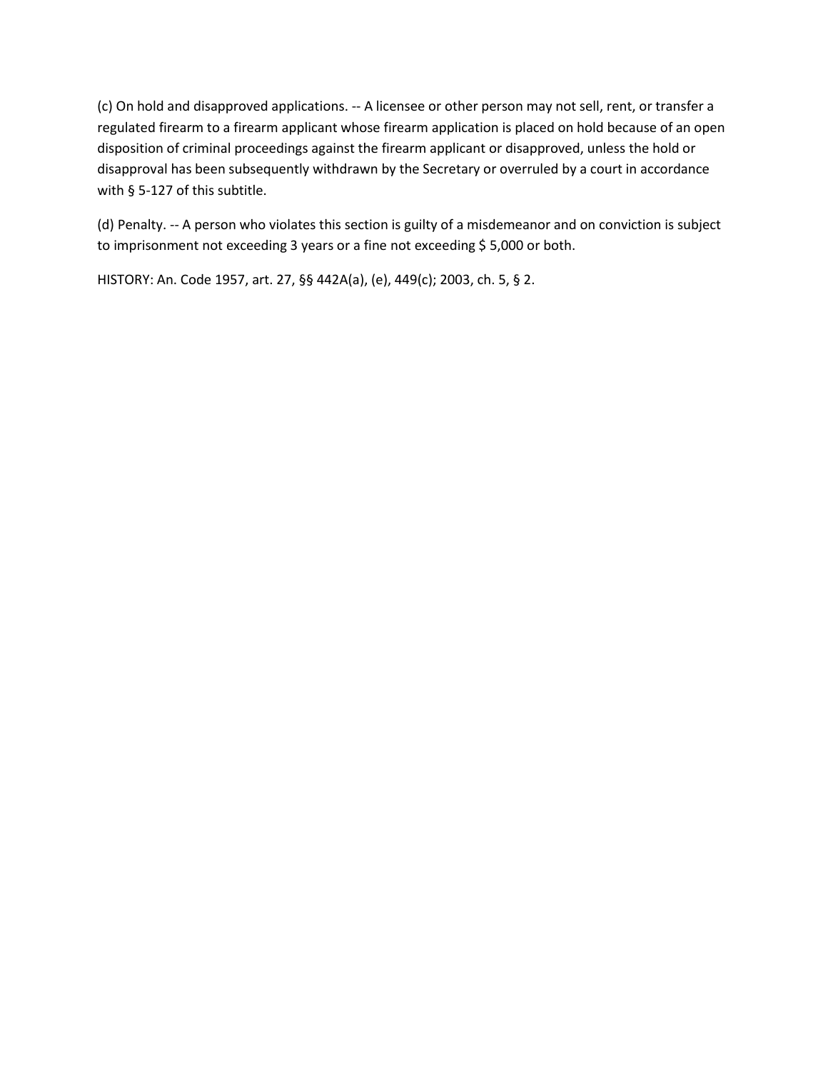(c) On hold and disapproved applications. -- A licensee or other person may not sell, rent, or transfer a regulated firearm to a firearm applicant whose firearm application is placed on hold because of an open disposition of criminal proceedings against the firearm applicant or disapproved, unless the hold or disapproval has been subsequently withdrawn by the Secretary or overruled by a court in accordance with § 5-127 of this subtitle.

(d) Penalty. -- A person who violates this section is guilty of a misdemeanor and on conviction is subject to imprisonment not exceeding 3 years or a fine not exceeding $ 5,000 or both.

HISTORY: An. Code 1957, art. 27, §§ 442A(a), (e), 449(c); 2003, ch. 5, § 2.